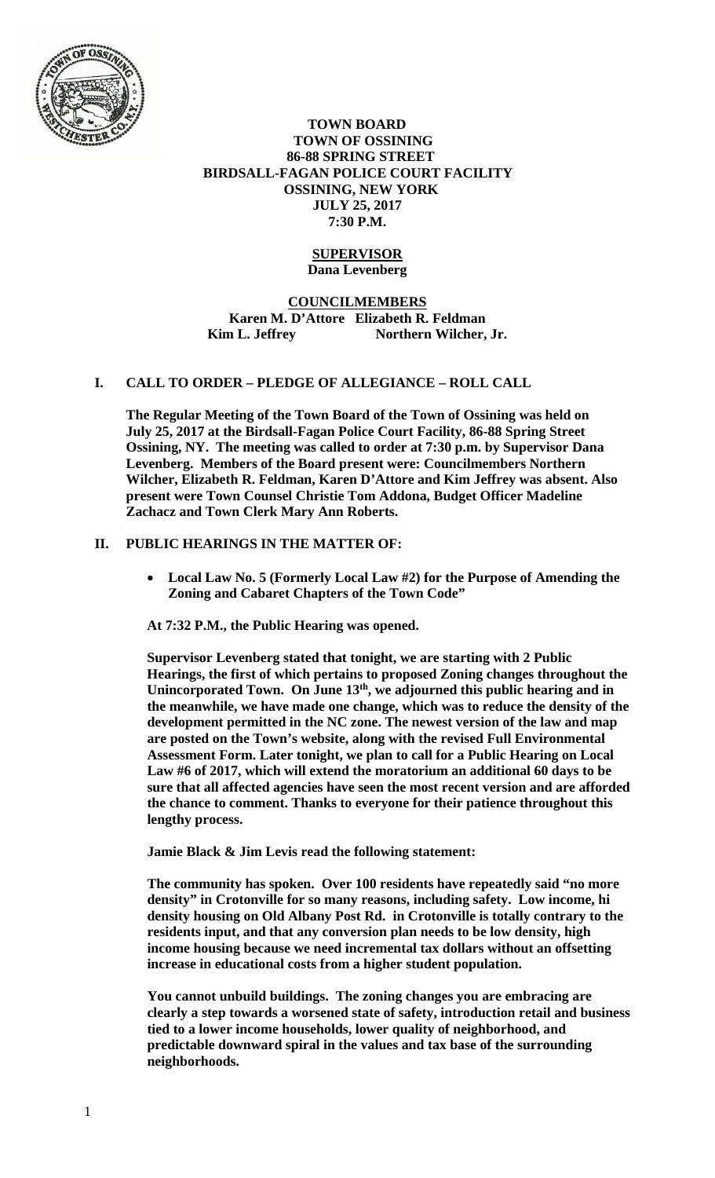**TOWN BOARD**
**TOWN OF OSSINING**
**86-88 SPRING STREET**
**BIRDSALL-FAGAN POLICE COURT FACILITY**
**OSSINING, NEW YORK**
**JULY 25, 2017**
**7:30 P.M.**

**SUPERVISOR**
**Dana Levenberg**

**COUNCILMEMBERS**
**Karen M. D'Attore Elizabeth R. Feldman**
**Kim L. Jeffrey Northern Wilcher, Jr.**

## I. CALL TO ORDER – PLEDGE OF ALLEGIANCE – ROLL CALL

**The Regular Meeting of the Town Board of the Town of Ossining was held on July 25, 2017 at the Birdsall-Fagan Police Court Facility, 86-88 Spring Street Ossining, NY. The meeting was called to order at 7:30 p.m. by Supervisor Dana Levenberg. Members of the Board present were: Councilmembers Northern Wilcher, Elizabeth R. Feldman, Karen D'Attore and Kim Jeffrey was absent. Also present were Town Counsel Christie Tom Addona, Budget Officer Madeline Zachacz and Town Clerk Mary Ann Roberts.**

## II. PUBLIC HEARINGS IN THE MATTER OF:

- **Local Law No. 5 (Formerly Local Law #2) for the Purpose of Amending the Zoning and Cabaret Chapters of the Town Code"**

**At 7:32 P.M., the Public Hearing was opened.**

**Supervisor Levenberg stated that tonight, we are starting with 2 Public Hearings, the first of which pertains to proposed Zoning changes throughout the Unincorporated Town. On June 13th, we adjourned this public hearing and in the meanwhile, we have made one change, which was to reduce the density of the development permitted in the NC zone. The newest version of the law and map are posted on the Town's website, along with the revised Full Environmental Assessment Form. Later tonight, we plan to call for a Public Hearing on Local Law #6 of 2017, which will extend the moratorium an additional 60 days to be sure that all affected agencies have seen the most recent version and are afforded the chance to comment. Thanks to everyone for their patience throughout this lengthy process.**

**Jamie Black & Jim Levis read the following statement:**

**The community has spoken. Over 100 residents have repeatedly said "no more density" in Crotonville for so many reasons, including safety. Low income, hi density housing on Old Albany Post Rd. in Crotonville is totally contrary to the residents input, and that any conversion plan needs to be low density, high income housing because we need incremental tax dollars without an offsetting increase in educational costs from a higher student population.**

**You cannot unbuild buildings. The zoning changes you are embracing are clearly a step towards a worsened state of safety, introduction retail and business tied to a lower income households, lower quality of neighborhood, and predictable downward spiral in the values and tax base of the surrounding neighborhoods.**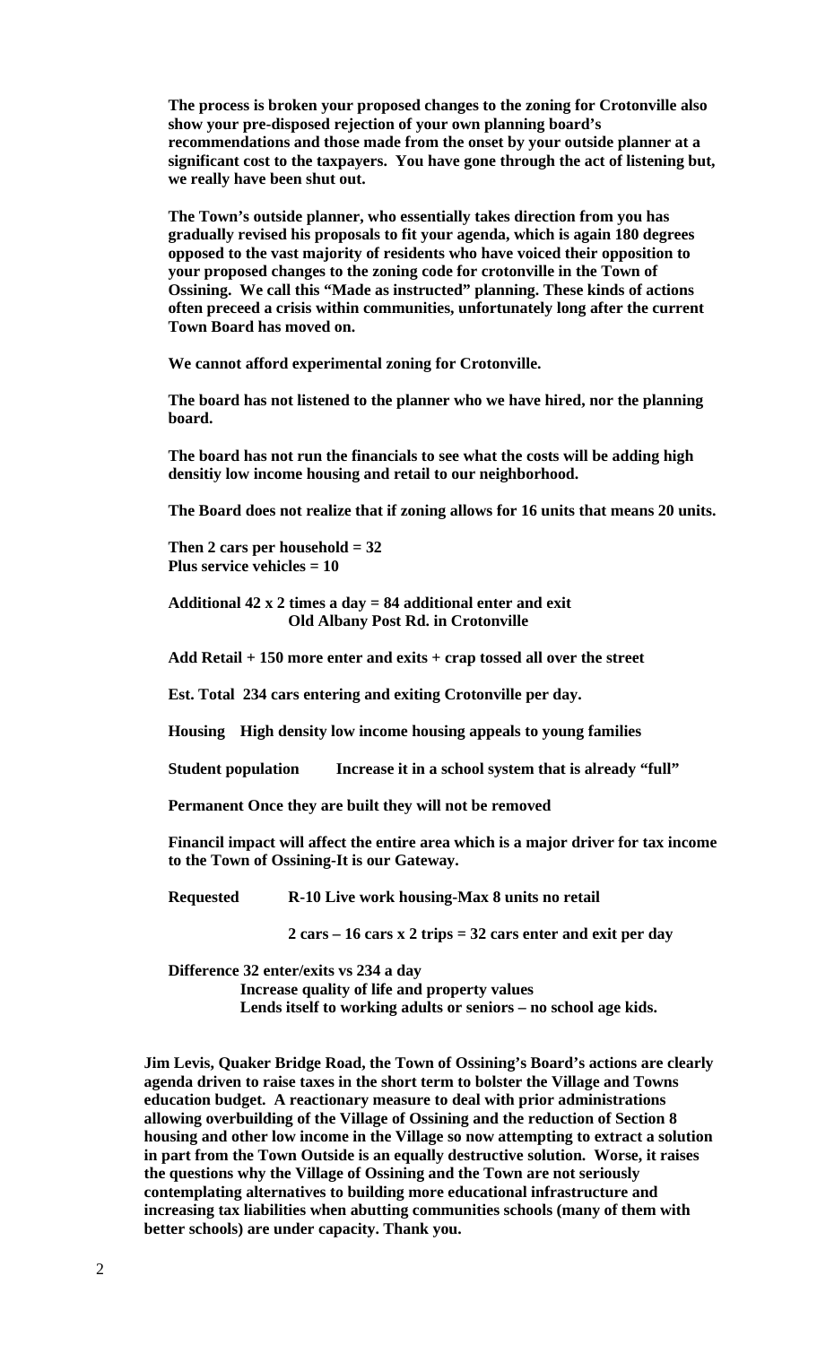**The process is broken your proposed changes to the zoning for Crotonville also show your pre-disposed rejection of your own planning board's recommendations and those made from the onset by your outside planner at a significant cost to the taxpayers. You have gone through the act of listening but, we really have been shut out.**

**The Town's outside planner, who essentially takes direction from you has gradually revised his proposals to fit your agenda, which is again 180 degrees opposed to the vast majority of residents who have voiced their opposition to your proposed changes to the zoning code for crotonville in the Town of Ossining. We call this "Made as instructed" planning. These kinds of actions often preceed a crisis within communities, unfortunately long after the current Town Board has moved on.**

**We cannot afford experimental zoning for Crotonville.**

**The board has not listened to the planner who we have hired, nor the planning board.**

**The board has not run the financials to see what the costs will be adding high densitiy low income housing and retail to our neighborhood.**

**The Board does not realize that if zoning allows for 16 units that means 20 units.**

**Then 2 cars per household = 32**
**Plus service vehicles = 10**

**Additional 42 x 2 times a day = 84 additional enter and exit**
**Old Albany Post Rd. in Crotonville**

**Add Retail + 150 more enter and exits + crap tossed all over the street**

**Est. Total 234 cars entering and exiting Crotonville per day.**

**Housing High density low income housing appeals to young families**

**Student population Increase it in a school system that is already "full"**

**Permanent Once they are built they will not be removed**

**Financil impact will affect the entire area which is a major driver for tax income to the Town of Ossining-It is our Gateway.**

**Requested R-10 Live work housing-Max 8 units no retail**

**2 cars – 16 cars x 2 trips = 32 cars enter and exit per day**

**Difference 32 enter/exits vs 234 a day**
**Increase quality of life and property values**
**Lends itself to working adults or seniors – no school age kids.**

**Jim Levis, Quaker Bridge Road, the Town of Ossining's Board's actions are clearly agenda driven to raise taxes in the short term to bolster the Village and Towns education budget. A reactionary measure to deal with prior administrations allowing overbuilding of the Village of Ossining and the reduction of Section 8 housing and other low income in the Village so now attempting to extract a solution in part from the Town Outside is an equally destructive solution. Worse, it raises the questions why the Village of Ossining and the Town are not seriously contemplating alternatives to building more educational infrastructure and increasing tax liabilities when abutting communities schools (many of them with better schools) are under capacity. Thank you.**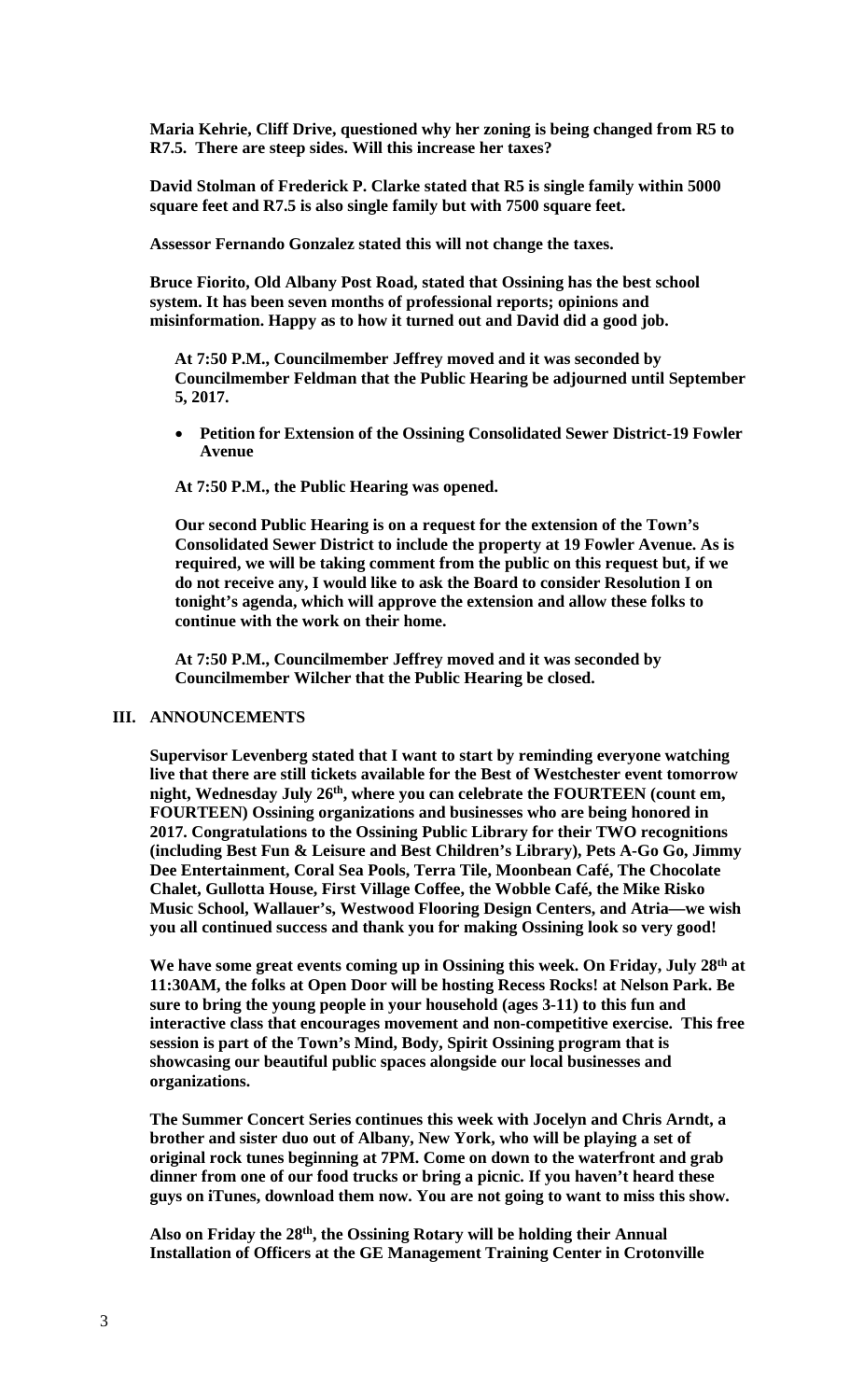**Maria Kehrie, Cliff Drive, questioned why her zoning is being changed from R5 to R7.5. There are steep sides. Will this increase her taxes?**

**David Stolman of Frederick P. Clarke stated that R5 is single family within 5000 square feet and R7.5 is also single family but with 7500 square feet.**

**Assessor Fernando Gonzalez stated this will not change the taxes.**

**Bruce Fiorito, Old Albany Post Road, stated that Ossining has the best school system. It has been seven months of professional reports; opinions and misinformation. Happy as to how it turned out and David did a good job.**

**At 7:50 P.M., Councilmember Jeffrey moved and it was seconded by Councilmember Feldman that the Public Hearing be adjourned until September 5, 2017.**

- **Petition for Extension of the Ossining Consolidated Sewer District-19 Fowler Avenue**

**At 7:50 P.M., the Public Hearing was opened.**

**Our second Public Hearing is on a request for the extension of the Town's Consolidated Sewer District to include the property at 19 Fowler Avenue. As is required, we will be taking comment from the public on this request but, if we do not receive any, I would like to ask the Board to consider Resolution I on tonight's agenda, which will approve the extension and allow these folks to continue with the work on their home.**

**At 7:50 P.M., Councilmember Jeffrey moved and it was seconded by Councilmember Wilcher that the Public Hearing be closed.**

## III. ANNOUNCEMENTS

**Supervisor Levenberg stated that I want to start by reminding everyone watching live that there are still tickets available for the Best of Westchester event tomorrow night, Wednesday July 26th, where you can celebrate the FOURTEEN (count em, FOURTEEN) Ossining organizations and businesses who are being honored in 2017. Congratulations to the Ossining Public Library for their TWO recognitions (including Best Fun & Leisure and Best Children's Library), Pets A-Go Go, Jimmy Dee Entertainment, Coral Sea Pools, Terra Tile, Moonbean Café, The Chocolate Chalet, Gullotta House, First Village Coffee, the Wobble Café, the Mike Risko Music School, Wallauer's, Westwood Flooring Design Centers, and Atria—we wish you all continued success and thank you for making Ossining look so very good!**

**We have some great events coming up in Ossining this week. On Friday, July 28th at 11:30AM, the folks at Open Door will be hosting Recess Rocks! at Nelson Park. Be sure to bring the young people in your household (ages 3-11) to this fun and interactive class that encourages movement and non-competitive exercise. This free session is part of the Town's Mind, Body, Spirit Ossining program that is showcasing our beautiful public spaces alongside our local businesses and organizations.**

**The Summer Concert Series continues this week with Jocelyn and Chris Arndt, a brother and sister duo out of Albany, New York, who will be playing a set of original rock tunes beginning at 7PM. Come on down to the waterfront and grab dinner from one of our food trucks or bring a picnic. If you haven't heard these guys on iTunes, download them now. You are not going to want to miss this show.**

**Also on Friday the 28th, the Ossining Rotary will be holding their Annual Installation of Officers at the GE Management Training Center in Crotonville**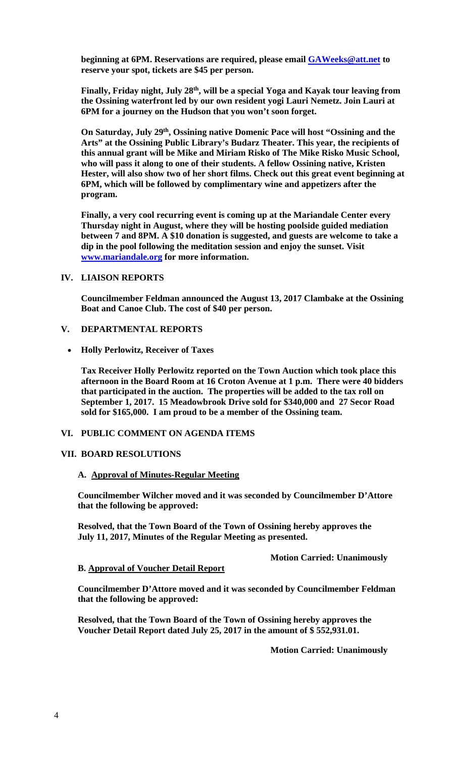**beginning at 6PM. Reservations are required, please email GAWeeks@att.net to reserve your spot, tickets are $45 per person.**

**Finally, Friday night, July 28th, will be a special Yoga and Kayak tour leaving from the Ossining waterfront led by our own resident yogi Lauri Nemetz. Join Lauri at 6PM for a journey on the Hudson that you won't soon forget.**

**On Saturday, July 29th, Ossining native Domenic Pace will host "Ossining and the Arts" at the Ossining Public Library's Budarz Theater. This year, the recipients of this annual grant will be Mike and Miriam Risko of The Mike Risko Music School, who will pass it along to one of their students. A fellow Ossining native, Kristen Hester, will also show two of her short films. Check out this great event beginning at 6PM, which will be followed by complimentary wine and appetizers after the program.**

**Finally, a very cool recurring event is coming up at the Mariandale Center every Thursday night in August, where they will be hosting poolside guided mediation between 7 and 8PM. A $10 donation is suggested, and guests are welcome to take a dip in the pool following the meditation session and enjoy the sunset. Visit www.mariandale.org for more information.**

## IV. LIAISON REPORTS

**Councilmember Feldman announced the August 13, 2017 Clambake at the Ossining Boat and Canoe Club. The cost of $40 per person.**

## V. DEPARTMENTAL REPORTS

- **Holly Perlowitz, Receiver of Taxes**

**Tax Receiver Holly Perlowitz reported on the Town Auction which took place this afternoon in the Board Room at 16 Croton Avenue at 1 p.m. There were 40 bidders that participated in the auction. The properties will be added to the tax roll on September 1, 2017. 15 Meadowbrook Drive sold for $340,000 and 27 Secor Road sold for $165,000. I am proud to be a member of the Ossining team.**

## VI. PUBLIC COMMENT ON AGENDA ITEMS

## VII. BOARD RESOLUTIONS

### A. Approval of Minutes-Regular Meeting

**Councilmember Wilcher moved and it was seconded by Councilmember D'Attore that the following be approved:**

**Resolved, that the Town Board of the Town of Ossining hereby approves the July 11, 2017, Minutes of the Regular Meeting as presented.**

**Motion Carried: Unanimously**

### B. Approval of Voucher Detail Report

**Councilmember D'Attore moved and it was seconded by Councilmember Feldman that the following be approved:**

**Resolved, that the Town Board of the Town of Ossining hereby approves the Voucher Detail Report dated July 25, 2017 in the amount of $ 552,931.01.**

**Motion Carried: Unanimously**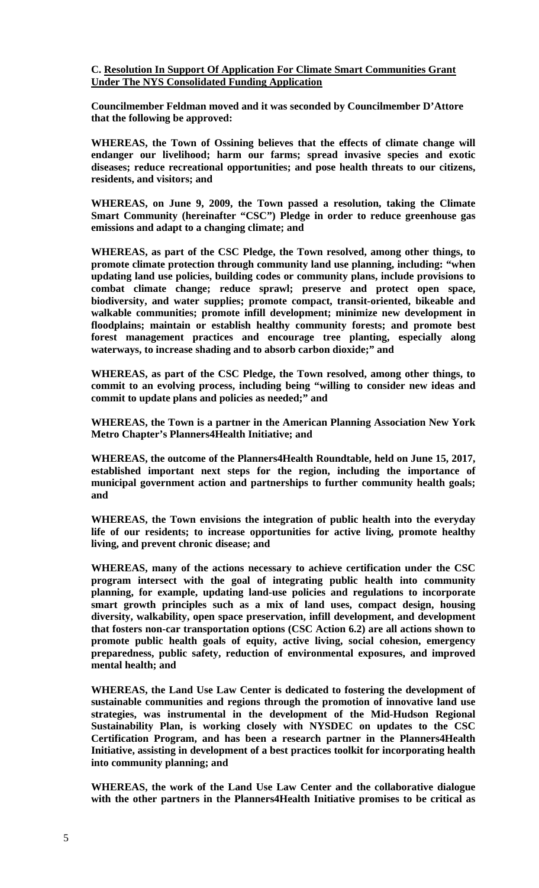**C. Resolution In Support Of Application For Climate Smart Communities Grant Under The NYS Consolidated Funding Application**

**Councilmember Feldman moved and it was seconded by Councilmember D'Attore that the following be approved:**

**WHEREAS, the Town of Ossining believes that the effects of climate change will endanger our livelihood; harm our farms; spread invasive species and exotic diseases; reduce recreational opportunities; and pose health threats to our citizens, residents, and visitors; and**

**WHEREAS, on June 9, 2009, the Town passed a resolution, taking the Climate Smart Community (hereinafter "CSC") Pledge in order to reduce greenhouse gas emissions and adapt to a changing climate; and**

**WHEREAS, as part of the CSC Pledge, the Town resolved, among other things, to promote climate protection through community land use planning, including: "when updating land use policies, building codes or community plans, include provisions to combat climate change; reduce sprawl; preserve and protect open space, biodiversity, and water supplies; promote compact, transit-oriented, bikeable and walkable communities; promote infill development; minimize new development in floodplains; maintain or establish healthy community forests; and promote best forest management practices and encourage tree planting, especially along waterways, to increase shading and to absorb carbon dioxide;" and**

**WHEREAS, as part of the CSC Pledge, the Town resolved, among other things, to commit to an evolving process, including being "willing to consider new ideas and commit to update plans and policies as needed;" and**

**WHEREAS, the Town is a partner in the American Planning Association New York Metro Chapter's Planners4Health Initiative; and**

**WHEREAS, the outcome of the Planners4Health Roundtable, held on June 15, 2017, established important next steps for the region, including the importance of municipal government action and partnerships to further community health goals; and**

**WHEREAS, the Town envisions the integration of public health into the everyday life of our residents; to increase opportunities for active living, promote healthy living, and prevent chronic disease; and**

**WHEREAS, many of the actions necessary to achieve certification under the CSC program intersect with the goal of integrating public health into community planning, for example, updating land-use policies and regulations to incorporate smart growth principles such as a mix of land uses, compact design, housing diversity, walkability, open space preservation, infill development, and development that fosters non-car transportation options (CSC Action 6.2) are all actions shown to promote public health goals of equity, active living, social cohesion, emergency preparedness, public safety, reduction of environmental exposures, and improved mental health; and**

**WHEREAS, the Land Use Law Center is dedicated to fostering the development of sustainable communities and regions through the promotion of innovative land use strategies, was instrumental in the development of the Mid-Hudson Regional Sustainability Plan, is working closely with NYSDEC on updates to the CSC Certification Program, and has been a research partner in the Planners4Health Initiative, assisting in development of a best practices toolkit for incorporating health into community planning; and**

**WHEREAS, the work of the Land Use Law Center and the collaborative dialogue with the other partners in the Planners4Health Initiative promises to be critical as**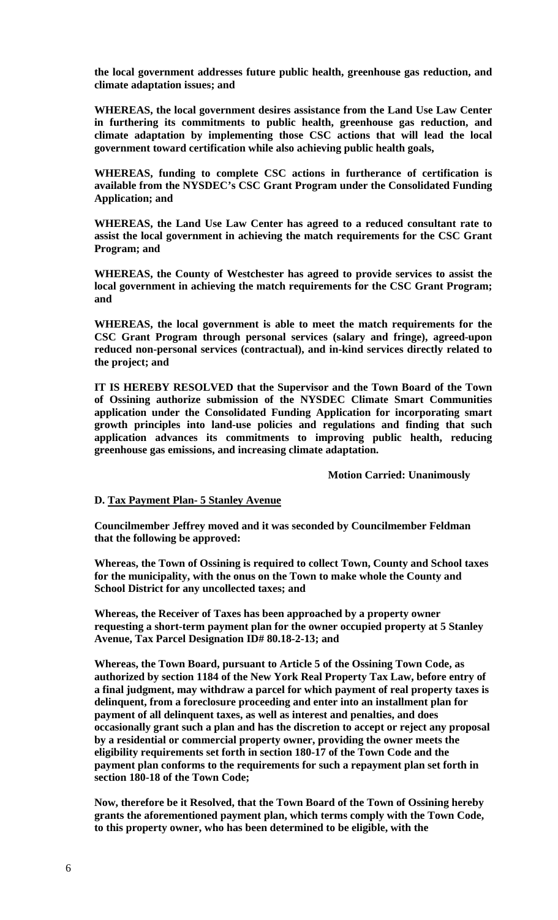**the local government addresses future public health, greenhouse gas reduction, and climate adaptation issues; and**

**WHEREAS, the local government desires assistance from the Land Use Law Center in furthering its commitments to public health, greenhouse gas reduction, and climate adaptation by implementing those CSC actions that will lead the local government toward certification while also achieving public health goals,**

**WHEREAS, funding to complete CSC actions in furtherance of certification is available from the NYSDEC's CSC Grant Program under the Consolidated Funding Application; and**

**WHEREAS, the Land Use Law Center has agreed to a reduced consultant rate to assist the local government in achieving the match requirements for the CSC Grant Program; and**

**WHEREAS, the County of Westchester has agreed to provide services to assist the local government in achieving the match requirements for the CSC Grant Program; and**

**WHEREAS, the local government is able to meet the match requirements for the CSC Grant Program through personal services (salary and fringe), agreed-upon reduced non-personal services (contractual), and in-kind services directly related to the project; and**

**IT IS HEREBY RESOLVED that the Supervisor and the Town Board of the Town of Ossining authorize submission of the NYSDEC Climate Smart Communities application under the Consolidated Funding Application for incorporating smart growth principles into land-use policies and regulations and finding that such application advances its commitments to improving public health, reducing greenhouse gas emissions, and increasing climate adaptation.**

**Motion Carried: Unanimously**

**D. Tax Payment Plan- 5 Stanley Avenue**

**Councilmember Jeffrey moved and it was seconded by Councilmember Feldman that the following be approved:**

**Whereas, the Town of Ossining is required to collect Town, County and School taxes for the municipality, with the onus on the Town to make whole the County and School District for any uncollected taxes; and**

**Whereas, the Receiver of Taxes has been approached by a property owner requesting a short-term payment plan for the owner occupied property at 5 Stanley Avenue, Tax Parcel Designation ID# 80.18-2-13; and**

**Whereas, the Town Board, pursuant to Article 5 of the Ossining Town Code, as authorized by section 1184 of the New York Real Property Tax Law, before entry of a final judgment, may withdraw a parcel for which payment of real property taxes is delinquent, from a foreclosure proceeding and enter into an installment plan for payment of all delinquent taxes, as well as interest and penalties, and does occasionally grant such a plan and has the discretion to accept or reject any proposal by a residential or commercial property owner, providing the owner meets the eligibility requirements set forth in section 180-17 of the Town Code and the payment plan conforms to the requirements for such a repayment plan set forth in section 180-18 of the Town Code;**

**Now, therefore be it Resolved, that the Town Board of the Town of Ossining hereby grants the aforementioned payment plan, which terms comply with the Town Code, to this property owner, who has been determined to be eligible, with the**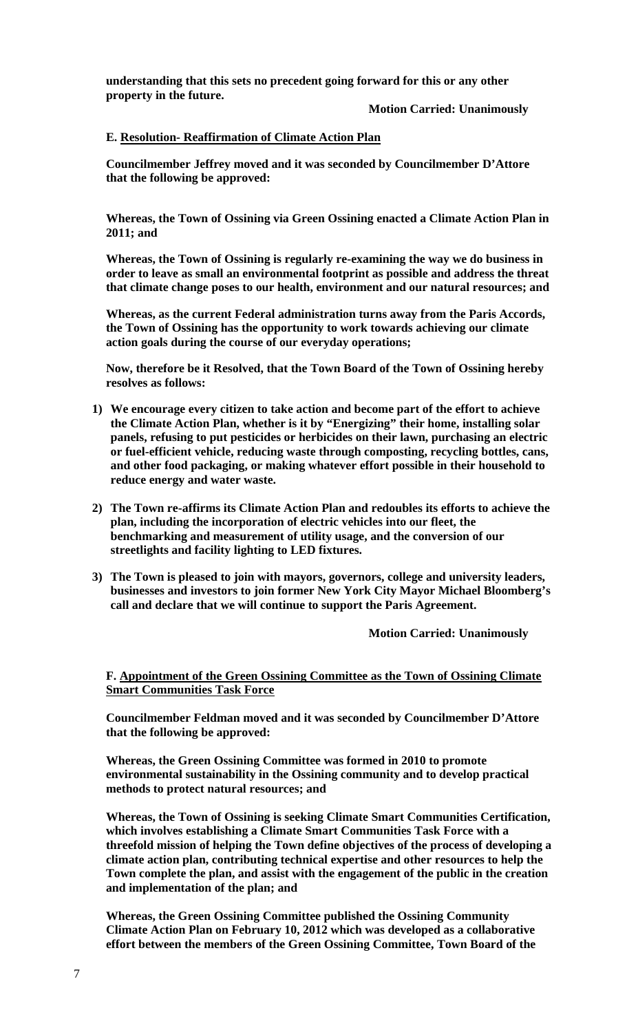**understanding that this sets no precedent going forward for this or any other property in the future.**

**Motion Carried: Unanimously**

**E. Resolution- Reaffirmation of Climate Action Plan**

**Councilmember Jeffrey moved and it was seconded by Councilmember D'Attore that the following be approved:**

**Whereas, the Town of Ossining via Green Ossining enacted a Climate Action Plan in 2011; and**

**Whereas, the Town of Ossining is regularly re-examining the way we do business in order to leave as small an environmental footprint as possible and address the threat that climate change poses to our health, environment and our natural resources; and**

**Whereas, as the current Federal administration turns away from the Paris Accords, the Town of Ossining has the opportunity to work towards achieving our climate action goals during the course of our everyday operations;**

**Now, therefore be it Resolved, that the Town Board of the Town of Ossining hereby resolves as follows:**

1) **We encourage every citizen to take action and become part of the effort to achieve the Climate Action Plan, whether is it by "Energizing" their home, installing solar panels, refusing to put pesticides or herbicides on their lawn, purchasing an electric or fuel-efficient vehicle, reducing waste through composting, recycling bottles, cans, and other food packaging, or making whatever effort possible in their household to reduce energy and water waste.**

2) **The Town re-affirms its Climate Action Plan and redoubles its efforts to achieve the plan, including the incorporation of electric vehicles into our fleet, the benchmarking and measurement of utility usage, and the conversion of our streetlights and facility lighting to LED fixtures.**

3) **The Town is pleased to join with mayors, governors, college and university leaders, businesses and investors to join former New York City Mayor Michael Bloomberg's call and declare that we will continue to support the Paris Agreement.**

**Motion Carried: Unanimously**

**F. Appointment of the Green Ossining Committee as the Town of Ossining Climate Smart Communities Task Force**

**Councilmember Feldman moved and it was seconded by Councilmember D'Attore that the following be approved:**

**Whereas, the Green Ossining Committee was formed in 2010 to promote environmental sustainability in the Ossining community and to develop practical methods to protect natural resources; and**

**Whereas, the Town of Ossining is seeking Climate Smart Communities Certification, which involves establishing a Climate Smart Communities Task Force with a threefold mission of helping the Town define objectives of the process of developing a climate action plan, contributing technical expertise and other resources to help the Town complete the plan, and assist with the engagement of the public in the creation and implementation of the plan; and**

**Whereas, the Green Ossining Committee published the Ossining Community Climate Action Plan on February 10, 2012 which was developed as a collaborative effort between the members of the Green Ossining Committee, Town Board of the**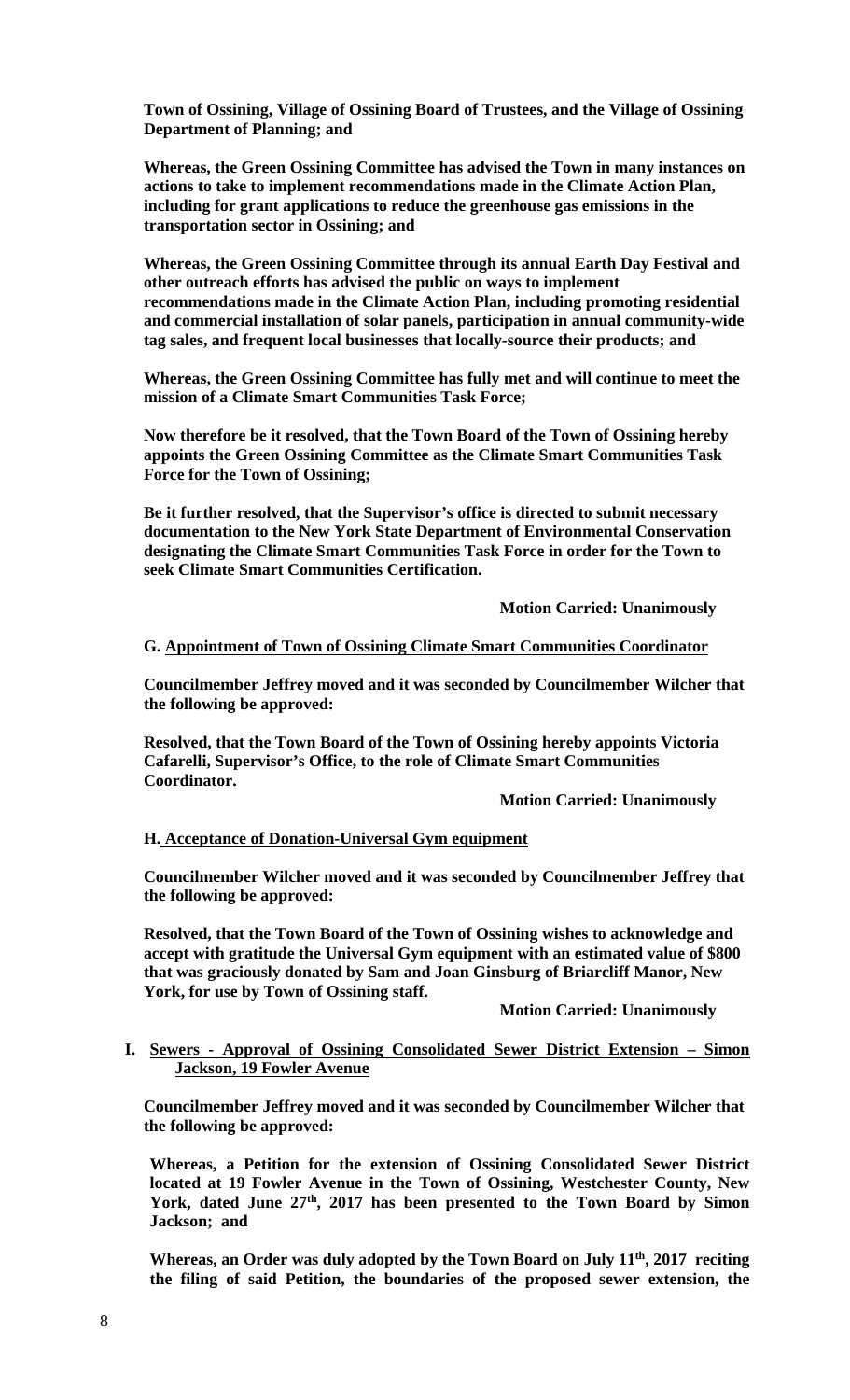**Town of Ossining, Village of Ossining Board of Trustees, and the Village of Ossining Department of Planning; and**

**Whereas, the Green Ossining Committee has advised the Town in many instances on actions to take to implement recommendations made in the Climate Action Plan, including for grant applications to reduce the greenhouse gas emissions in the transportation sector in Ossining; and**

**Whereas, the Green Ossining Committee through its annual Earth Day Festival and other outreach efforts has advised the public on ways to implement recommendations made in the Climate Action Plan, including promoting residential and commercial installation of solar panels, participation in annual community-wide tag sales, and frequent local businesses that locally-source their products; and**

**Whereas, the Green Ossining Committee has fully met and will continue to meet the mission of a Climate Smart Communities Task Force;**

**Now therefore be it resolved, that the Town Board of the Town of Ossining hereby appoints the Green Ossining Committee as the Climate Smart Communities Task Force for the Town of Ossining;**

**Be it further resolved, that the Supervisor's office is directed to submit necessary documentation to the New York State Department of Environmental Conservation designating the Climate Smart Communities Task Force in order for the Town to seek Climate Smart Communities Certification.**

**Motion Carried: Unanimously**

**G. <u>Appointment of Town of Ossining Climate Smart Communities Coordinator</u>**

**Councilmember Jeffrey moved and it was seconded by Councilmember Wilcher that the following be approved:**

**Resolved, that the Town Board of the Town of Ossining hereby appoints Victoria Cafarelli, Supervisor's Office, to the role of Climate Smart Communities Coordinator.**

**Motion Carried: Unanimously**

**H. <u>Acceptance of Donation-Universal Gym equipment</u>**

**Councilmember Wilcher moved and it was seconded by Councilmember Jeffrey that the following be approved:**

**Resolved, that the Town Board of the Town of Ossining wishes to acknowledge and accept with gratitude the Universal Gym equipment with an estimated value of $800 that was graciously donated by Sam and Joan Ginsburg of Briarcliff Manor, New York, for use by Town of Ossining staff.**

**Motion Carried: Unanimously**

**I. <u>Sewers - Approval of Ossining Consolidated Sewer District Extension – Simon Jackson, 19 Fowler Avenue</u>**

**Councilmember Jeffrey moved and it was seconded by Councilmember Wilcher that the following be approved:**

**Whereas, a Petition for the extension of Ossining Consolidated Sewer District located at 19 Fowler Avenue in the Town of Ossining, Westchester County, New York, dated June 27th, 2017 has been presented to the Town Board by Simon Jackson; and**

**Whereas, an Order was duly adopted by the Town Board on July 11th, 2017 reciting the filing of said Petition, the boundaries of the proposed sewer extension, the**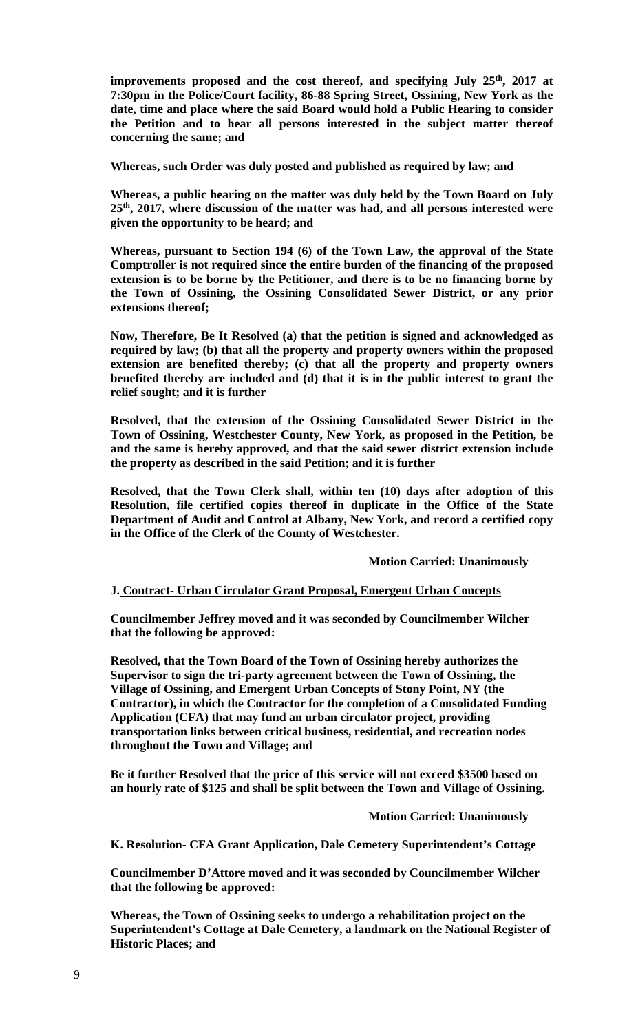**improvements proposed and the cost thereof, and specifying July 25th, 2017 at 7:30pm in the Police/Court facility, 86-88 Spring Street, Ossining, New York as the date, time and place where the said Board would hold a Public Hearing to consider the Petition and to hear all persons interested in the subject matter thereof concerning the same; and**

**Whereas, such Order was duly posted and published as required by law; and**

**Whereas, a public hearing on the matter was duly held by the Town Board on July 25th, 2017, where discussion of the matter was had, and all persons interested were given the opportunity to be heard; and**

**Whereas, pursuant to Section 194 (6) of the Town Law, the approval of the State Comptroller is not required since the entire burden of the financing of the proposed extension is to be borne by the Petitioner, and there is to be no financing borne by the Town of Ossining, the Ossining Consolidated Sewer District, or any prior extensions thereof;**

**Now, Therefore, Be It Resolved (a) that the petition is signed and acknowledged as required by law; (b) that all the property and property owners within the proposed extension are benefited thereby; (c) that all the property and property owners benefited thereby are included and (d) that it is in the public interest to grant the relief sought; and it is further**

**Resolved, that the extension of the Ossining Consolidated Sewer District in the Town of Ossining, Westchester County, New York, as proposed in the Petition, be and the same is hereby approved, and that the said sewer district extension include the property as described in the said Petition; and it is further**

**Resolved, that the Town Clerk shall, within ten (10) days after adoption of this Resolution, file certified copies thereof in duplicate in the Office of the State Department of Audit and Control at Albany, New York, and record a certified copy in the Office of the Clerk of the County of Westchester.**

**Motion Carried: Unanimously**

**J. Contract- Urban Circulator Grant Proposal, Emergent Urban Concepts**

**Councilmember Jeffrey moved and it was seconded by Councilmember Wilcher that the following be approved:**

**Resolved, that the Town Board of the Town of Ossining hereby authorizes the Supervisor to sign the tri-party agreement between the Town of Ossining, the Village of Ossining, and Emergent Urban Concepts of Stony Point, NY (the Contractor), in which the Contractor for the completion of a Consolidated Funding Application (CFA) that may fund an urban circulator project, providing transportation links between critical business, residential, and recreation nodes throughout the Town and Village; and**

**Be it further Resolved that the price of this service will not exceed $3500 based on an hourly rate of $125 and shall be split between the Town and Village of Ossining.**

**Motion Carried: Unanimously**

**K. Resolution- CFA Grant Application, Dale Cemetery Superintendent's Cottage**

**Councilmember D'Attore moved and it was seconded by Councilmember Wilcher that the following be approved:**

**Whereas, the Town of Ossining seeks to undergo a rehabilitation project on the Superintendent's Cottage at Dale Cemetery, a landmark on the National Register of Historic Places; and**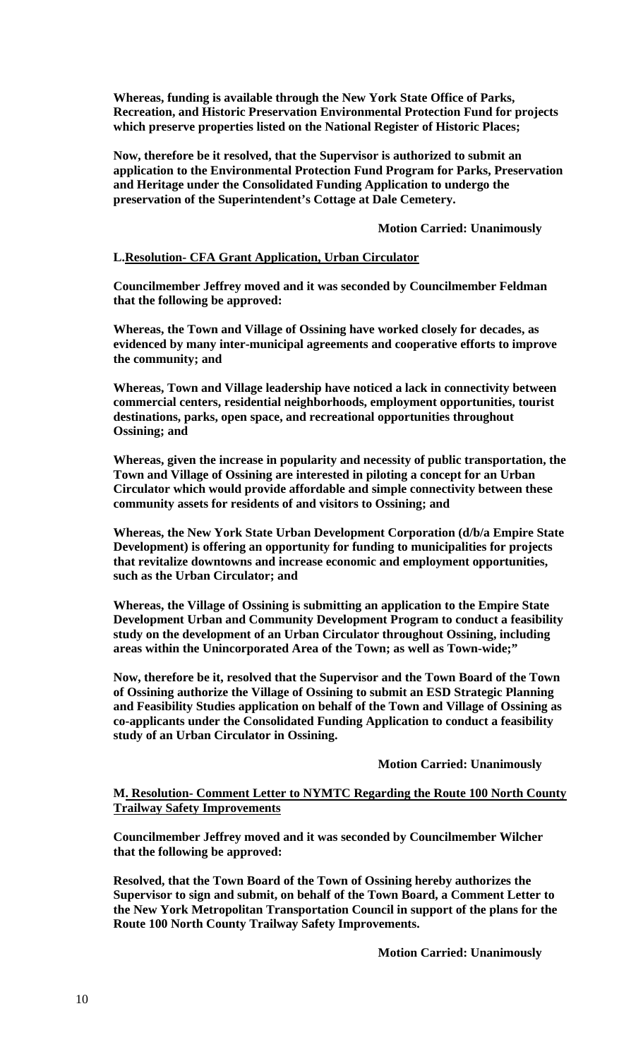**Whereas, funding is available through the New York State Office of Parks, Recreation, and Historic Preservation Environmental Protection Fund for projects which preserve properties listed on the National Register of Historic Places;**

**Now, therefore be it resolved, that the Supervisor is authorized to submit an application to the Environmental Protection Fund Program for Parks, Preservation and Heritage under the Consolidated Funding Application to undergo the preservation of the Superintendent's Cottage at Dale Cemetery.**

**Motion Carried: Unanimously**

**L. Resolution- CFA Grant Application, Urban Circulator**

**Councilmember Jeffrey moved and it was seconded by Councilmember Feldman that the following be approved:**

**Whereas, the Town and Village of Ossining have worked closely for decades, as evidenced by many inter-municipal agreements and cooperative efforts to improve the community; and**

**Whereas, Town and Village leadership have noticed a lack in connectivity between commercial centers, residential neighborhoods, employment opportunities, tourist destinations, parks, open space, and recreational opportunities throughout Ossining; and**

**Whereas, given the increase in popularity and necessity of public transportation, the Town and Village of Ossining are interested in piloting a concept for an Urban Circulator which would provide affordable and simple connectivity between these community assets for residents of and visitors to Ossining; and**

**Whereas, the New York State Urban Development Corporation (d/b/a Empire State Development) is offering an opportunity for funding to municipalities for projects that revitalize downtowns and increase economic and employment opportunities, such as the Urban Circulator; and**

**Whereas, the Village of Ossining is submitting an application to the Empire State Development Urban and Community Development Program to conduct a feasibility study on the development of an Urban Circulator throughout Ossining, including areas within the Unincorporated Area of the Town; as well as Town-wide;"**

**Now, therefore be it, resolved that the Supervisor and the Town Board of the Town of Ossining authorize the Village of Ossining to submit an ESD Strategic Planning and Feasibility Studies application on behalf of the Town and Village of Ossining as co-applicants under the Consolidated Funding Application to conduct a feasibility study of an Urban Circulator in Ossining.**

**Motion Carried: Unanimously**

**M. Resolution- Comment Letter to NYMTC Regarding the Route 100 North County Trailway Safety Improvements**

**Councilmember Jeffrey moved and it was seconded by Councilmember Wilcher that the following be approved:**

**Resolved, that the Town Board of the Town of Ossining hereby authorizes the Supervisor to sign and submit, on behalf of the Town Board, a Comment Letter to the New York Metropolitan Transportation Council in support of the plans for the Route 100 North County Trailway Safety Improvements.**

**Motion Carried: Unanimously**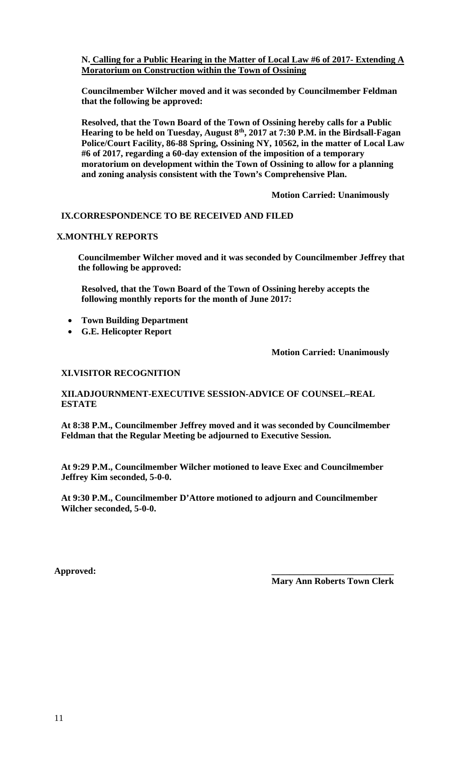**N. <u>Calling for a Public Hearing in the Matter of Local Law #6 of 2017- Extending A Moratorium on Construction within the Town of Ossining</u>**

**Councilmember Wilcher moved and it was seconded by Councilmember Feldman that the following be approved:**

**Resolved, that the Town Board of the Town of Ossining hereby calls for a Public Hearing to be held on Tuesday, August 8th, 2017 at 7:30 P.M. in the Birdsall-Fagan Police/Court Facility, 86-88 Spring, Ossining NY, 10562, in the matter of Local Law #6 of 2017, regarding a 60-day extension of the imposition of a temporary moratorium on development within the Town of Ossining to allow for a planning and zoning analysis consistent with the Town's Comprehensive Plan.**

**Motion Carried: Unanimously**

**IX.CORRESPONDENCE TO BE RECEIVED AND FILED**

**X.MONTHLY REPORTS**

**Councilmember Wilcher moved and it was seconded by Councilmember Jeffrey that the following be approved:**

**Resolved, that the Town Board of the Town of Ossining hereby accepts the following monthly reports for the month of June 2017:**

- **Town Building Department**
- **G.E. Helicopter Report**

**Motion Carried: Unanimously**

**XI.VISITOR RECOGNITION**

**XII.ADJOURNMENT-EXECUTIVE SESSION-ADVICE OF COUNSEL–REAL ESTATE**

**At 8:38 P.M., Councilmember Jeffrey moved and it was seconded by Councilmember Feldman that the Regular Meeting be adjourned to Executive Session.**

**At 9:29 P.M., Councilmember Wilcher motioned to leave Exec and Councilmember Jeffrey Kim seconded, 5-0-0.**

**At 9:30 P.M., Councilmember D'Attore motioned to adjourn and Councilmember Wilcher seconded, 5-0-0.**

**Approved:**

**\_\_\_\_\_\_\_\_\_\_\_\_\_\_\_\_\_\_\_\_\_\_\_\_\_\_\_**

**Mary Ann Roberts Town Clerk**